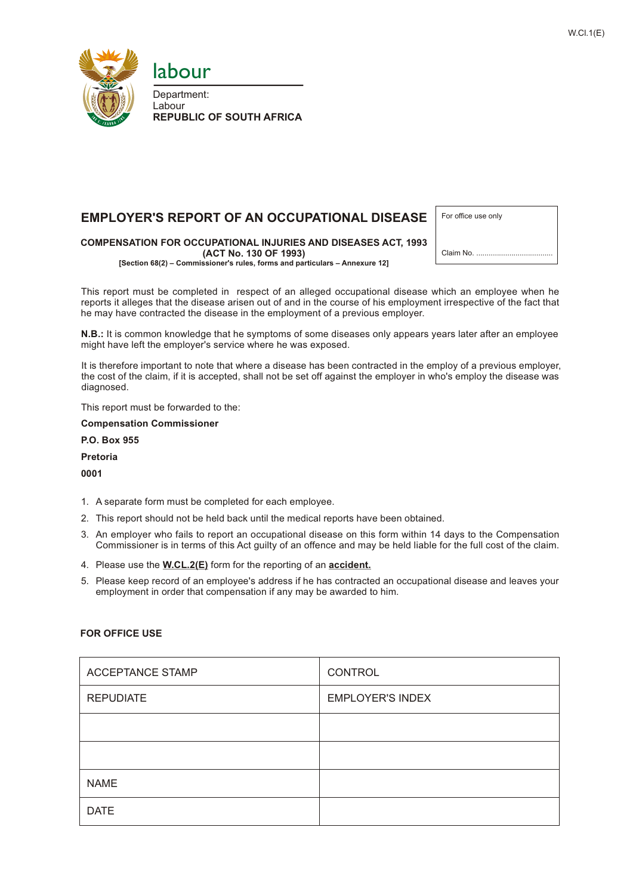W.Cl.1(E)

labour

Department:
Labour
**REPUBLIC OF SOUTH AFRICA**

# EMPLOYER'S REPORT OF AN OCCUPATIONAL DISEASE

**COMPENSATION FOR OCCUPATIONAL INJURIES AND DISEASES ACT, 1993**
**(ACT No. 130 OF 1993)**
**[Section 68(2) – Commissioner's rules, forms and particulars – Annexure 12]**

| For office use only |
|---|
| Claim No. ..................................... |

This report must be completed in respect of an alleged occupational disease which an employee when he reports it alleges that the disease arisen out of and in the course of his employment irrespective of the fact that he may have contracted the disease in the employment of a previous employer.

**N.B.:** It is common knowledge that he symptoms of some diseases only appears years later after an employee might have left the employer's service where he was exposed.

It is therefore important to note that where a disease has been contracted in the employ of a previous employer, the cost of the claim, if it is accepted, shall not be set off against the employer in who's employ the disease was diagnosed.

This report must be forwarded to the:

**Compensation Commissioner**

**P.O. Box 955**

**Pretoria**

**0001**

1. A separate form must be completed for each employee.
2. This report should not be held back until the medical reports have been obtained.
3. An employer who fails to report an occupational disease on this form within 14 days to the Compensation Commissioner is in terms of this Act guilty of an offence and may be held liable for the full cost of the claim.
4. Please use the **W.CL.2(E)** form for the reporting of an **accident.**
5. Please keep record of an employee's address if he has contracted an occupational disease and leaves your employment in order that compensation if any may be awarded to him.

**FOR OFFICE USE**

| ACCEPTANCE STAMP | CONTROL |
|---|---|
| REPUDIATE | EMPLOYER'S INDEX |
| | |
| | |
| NAME | |
| DATE | |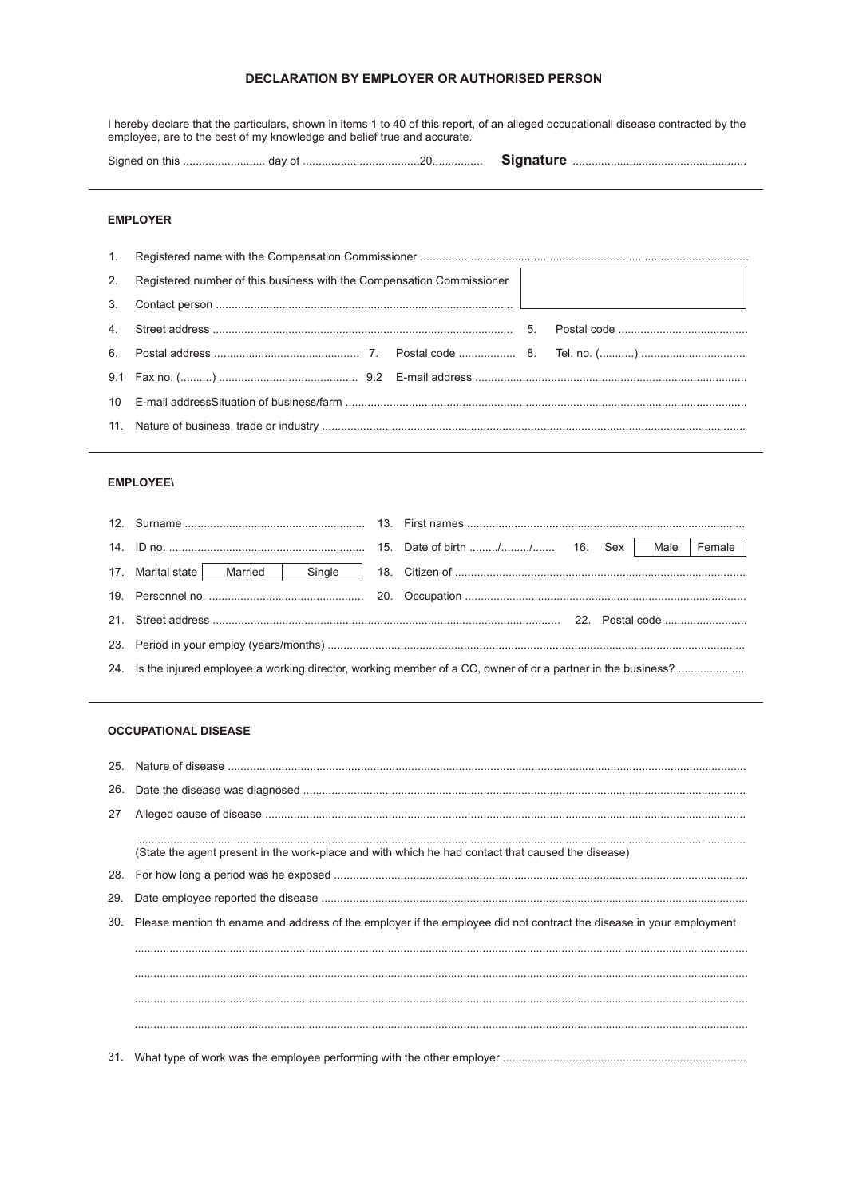## DECLARATION BY EMPLOYER OR AUTHORISED PERSON

I hereby declare that the particulars, shown in items 1 to 40 of this report, of an alleged occupationall disease contracted by the employee, are to the best of my knowledge and belief true and accurate.

Signed on this .......................... day of .....................................20................ **Signature** ......................................................

### EMPLOYER

1. Registered name with the Compensation Commissioner ........................................................................................................
2. Registered number of this business with the Compensation Commissioner
3. Contact person ..............................................................................................
4. Street address .............................................................................................. 5. Postal code .........................................
6. Postal address .............................................. 7. Postal code .................. 8. Tel. no. (...........) .................................

9.1 Fax no. (..........) ............................................ 9.2 E-mail address .....................................................................................

10 E-mail addressSituation of business/farm ..............................................................................................................................

11. Nature of business, trade or industry .....................................................................................................................................

### EMPLOYEE\

12. Surname ......................................................... 13. First names .......................................................................................
14. ID no. .............................................................. 15. Date of birth ........./........./....... 16. Sex | Male | Female |
17. Marital state | Married | Single | 18. Citizen of ...........................................................................................
19. Personnel no. ................................................. 20. Occupation ........................................................................................
21. Street address ............................................................................................................. 22. Postal code ..........................
23. Period in your employ (years/months) ..................................................................................................................................
24. Is the injured employee a working director, working member of a CC, owner of or a partner in the business? .....................

### OCCUPATIONAL DISEASE

25. Nature of disease ...................................................................................................................................................................
26. Date the disease was diagnosed ...........................................................................................................................................
27. Alleged cause of disease .......................................................................................................................................................

    ..............................................................................................................................................................................................
    (State the agent present in the work-place and with which he had contact that caused the disease)
28. For how long a period was he exposed ...................................................................................................................................
29. Date employee reported the disease .......................................................................................................................................
30. Please mention th ename and address of the employer if the employee did not contract the disease in your employment

    ..............................................................................................................................................................................................

    ..............................................................................................................................................................................................

    ..............................................................................................................................................................................................

    ..............................................................................................................................................................................................
31. What type of work was the employee performing with the other employer ............................................................................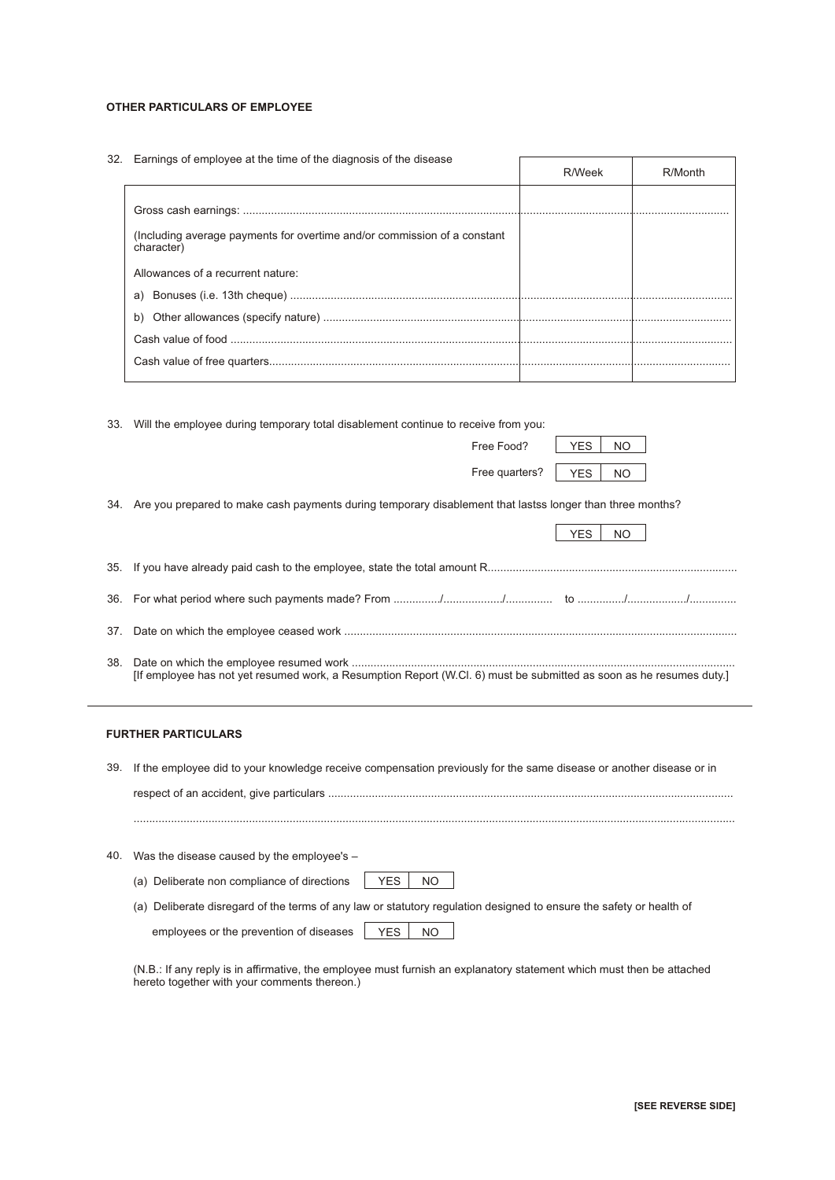## OTHER PARTICULARS OF EMPLOYEE

32. Earnings of employee at the time of the diagnosis of the disease

| | R/Week | R/Month |
|---|---|---|
| Gross cash earnings: .......... | | |
| (Including average payments for overtime and/or commission of a constant character) | | |
| Allowances of a recurrent nature: | | |
| a) Bonuses (i.e. 13th cheque) .......... | | |
| b) Other allowances (specify nature) .......... | | |
| Cash value of food .......... | | |
| Cash value of free quarters.......... | | |

33. Will the employee during temporary total disablement continue to receive from you:

Free Food? | YES | NO |

Free quarters? | YES | NO |

34. Are you prepared to make cash payments during temporary disablement that lastss longer than three months?

| YES | NO |

35. If you have already paid cash to the employee, state the total amount R..........

36. For what period where such payments made? From ........../........../.......... to ........../........../..........

37. Date on which the employee ceased work ..........

38. Date on which the employee resumed work ..........
[If employee has not yet resumed work, a Resumption Report (W.Cl. 6) must be submitted as soon as he resumes duty.]

## FURTHER PARTICULARS

39. If the employee did to your knowledge receive compensation previously for the same disease or another disease or in respect of an accident, give particulars ..........

..........

40. Was the disease caused by the employee's –

(a) Deliberate non compliance of directions | YES | NO |

(a) Deliberate disregard of the terms of any law or statutory regulation designed to ensure the safety or health of employees or the prevention of diseases | YES | NO |

(N.B.: If any reply is in affirmative, the employee must furnish an explanatory statement which must then be attached hereto together with your comments thereon.)

**[SEE REVERSE SIDE]**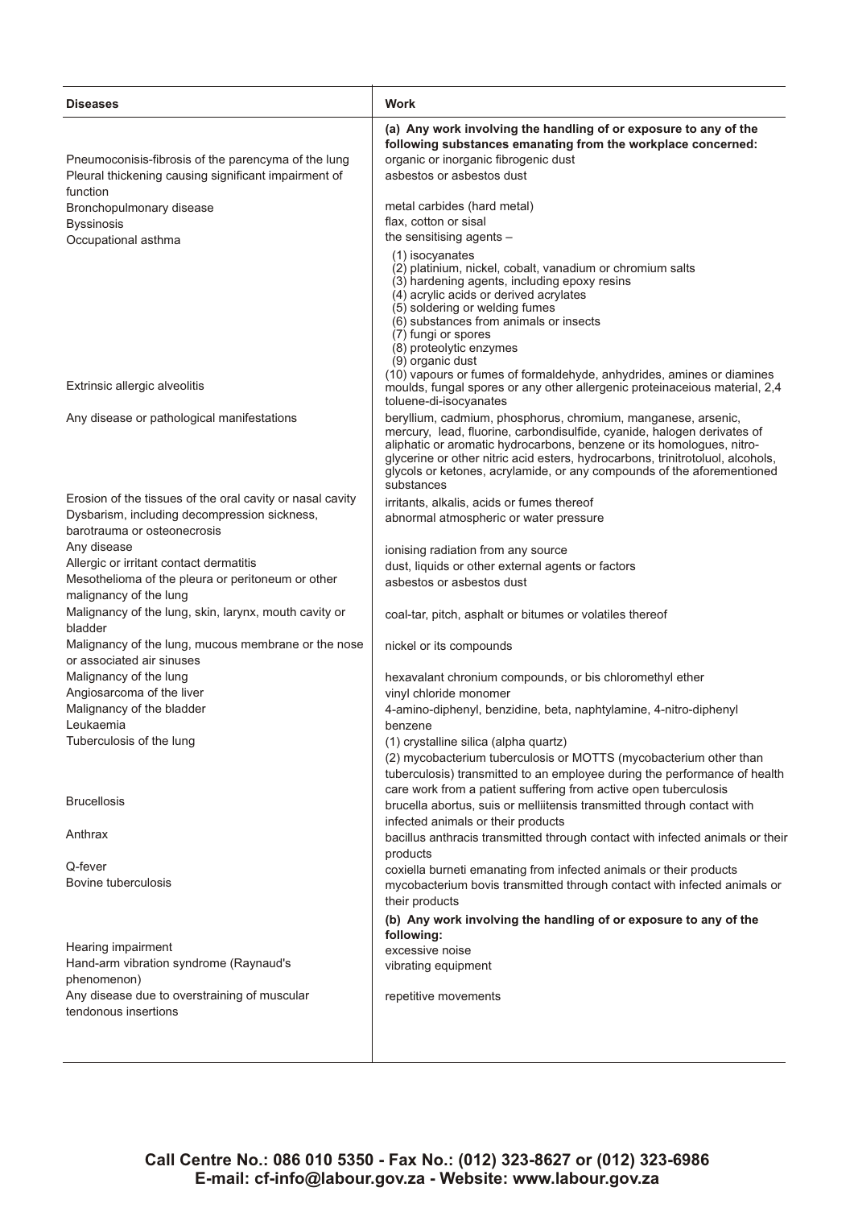| Diseases | Work |
|---|---|
| | **(a) Any work involving the handling of or exposure to any of the following substances emanating from the workplace concerned:** |
| Pneumoconisis-fibrosis of the parencyma of the lung | organic or inorganic fibrogenic dust |
| Pleural thickening causing significant impairment of function | asbestos or asbestos dust |
| Bronchopulmonary disease | metal carbides (hard metal) |
| Byssinosis | flax, cotton or sisal |
| Occupational asthma | the sensitising agents – (1) isocyanates (2) platinium, nickel, cobalt, vanadium or chromium salts (3) hardening agents, including epoxy resins (4) acrylic acids or derived acrylates (5) soldering or welding fumes (6) substances from animals or insects (7) fungi or spores (8) proteolytic enzymes (9) organic dust (10) vapours or fumes of formaldehyde, anhydrides, amines or diamines |
| Extrinsic allergic alveolitis | moulds, fungal spores or any other allergenic proteinaceous material, 2,4 toluene-di-isocyanates |
| Any disease or pathological manifestations | beryllium, cadmium, phosphorus, chromium, manganese, arsenic, mercury, lead, fluorine, carbondisulfide, cyanide, halogen derivates of aliphatic or aromatic hydrocarbons, benzene or its homologues, nitro-glycerine or other nitric acid esters, hydrocarbons, trinitrotoluol, alcohols, glycols or ketones, acrylamide, or any compounds of the aforementioned substances |
| Erosion of the tissues of the oral cavity or nasal cavity | irritants, alkalis, acids or fumes thereof |
| Dysbarism, including decompression sickness, barotrauma or osteonecrosis | abnormal atmospheric or water pressure |
| Any disease | ionising radiation from any source |
| Allergic or irritant contact dermatitis | dust, liquids or other external agents or factors |
| Mesothelioma of the pleura or peritoneum or other malignancy of the lung | asbestos or asbestos dust |
| Malignancy of the lung, skin, larynx, mouth cavity or bladder | coal-tar, pitch, asphalt or bitumes or volatiles thereof |
| Malignancy of the lung, mucous membrane or the nose or associated air sinuses | nickel or its compounds |
| Malignancy of the lung | hexavalant chronium compounds, or bis chloromethyl ether |
| Angiosarcoma of the liver | vinyl chloride monomer |
| Malignancy of the bladder | 4-amino-diphenyl, benzidine, beta, naphtylamine, 4-nitro-diphenyl |
| Leukaemia | benzene |
| Tuberculosis of the lung | (1) crystalline silica (alpha quartz) (2) mycobacterium tuberculosis or MOTTS (mycobacterium other than tuberculosis) transmitted to an employee during the performance of health care work from a patient suffering from active open tuberculosis |
| Brucellosis | brucella abortus, suis or melliitensis transmitted through contact with infected animals or their products |
| Anthrax | bacillus anthracis transmitted through contact with infected animals or their products |
| Q-fever | coxiella burneti emanating from infected animals or their products |
| Bovine tuberculosis | mycobacterium bovis transmitted through contact with infected animals or their products |
| | **(b) Any work involving the handling of or exposure to any of the following:** |
| Hearing impairment | excessive noise |
| Hand-arm vibration syndrome (Raynaud's phenomenon) | vibrating equipment |
| Any disease due to overstraining of muscular tendonous insertions | repetitive movements |

**Call Centre No.: 086 010 5350 - Fax No.: (012) 323-8627 or (012) 323-6986**
**E-mail: cf-info@labour.gov.za - Website: www.labour.gov.za**